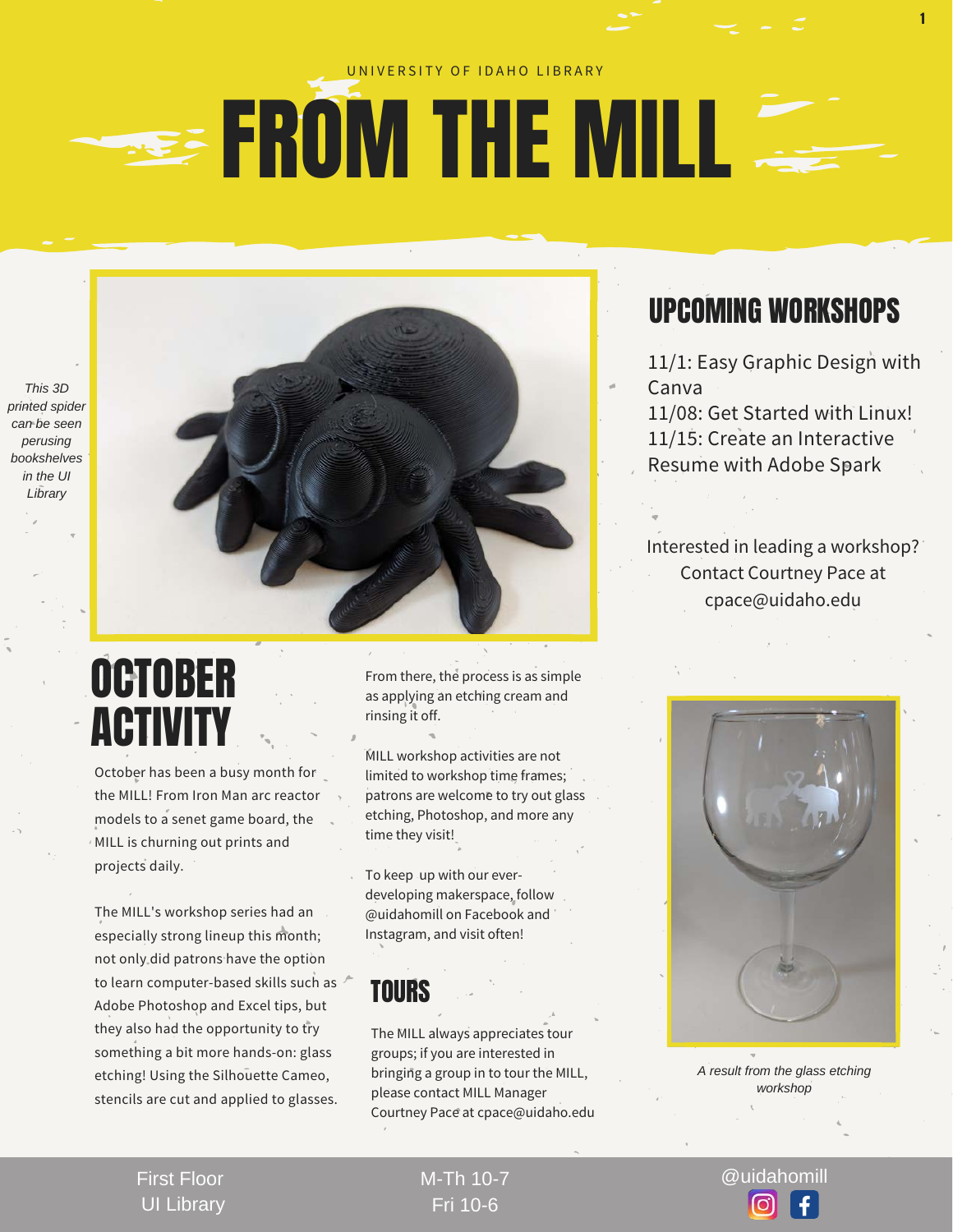UNIVERSITY OF IDAHO LIBRARY

# FROM THE MILL

*This 3D printed spider can be seen perusing bookshelves in the UI Library*

## UPCOMING WORKSHOPS

11/1: Easy Graphic Design with Canva
11/08: Get Started with Linux!
11/15: Create an Interactive Resume with Adobe Spark

Interested in leading a workshop? Contact Courtney Pace at cpace@uidaho.edu

## OCTOBER ACTIVITY

October has been a busy month for the MILL! From Iron Man arc reactor models to a senet game board, the MILL is churning out prints and projects daily.

The MILL's workshop series had an especially strong lineup this month; not only did patrons have the option to learn computer-based skills such as Adobe Photoshop and Excel tips, but they also had the opportunity to try something a bit more hands-on: glass etching! Using the Silhouette Cameo, stencils are cut and applied to glasses.

From there, the process is as simple as applying an etching cream and rinsing it off.

MILL workshop activities are not limited to workshop time frames; patrons are welcome to try out glass etching, Photoshop, and more any time they visit!

To keep up with our ever-developing makerspace, follow @uidahomill on Facebook and Instagram, and visit often!

## TOURS

The MILL always appreciates tour groups; if you are interested in bringing a group in to tour the MILL, please contact MILL Manager Courtney Pace at cpace@uidaho.edu

*A result from the glass etching workshop*

First Floor UI Library | M-Th 10-7 Fri 10-6 | @uidahomill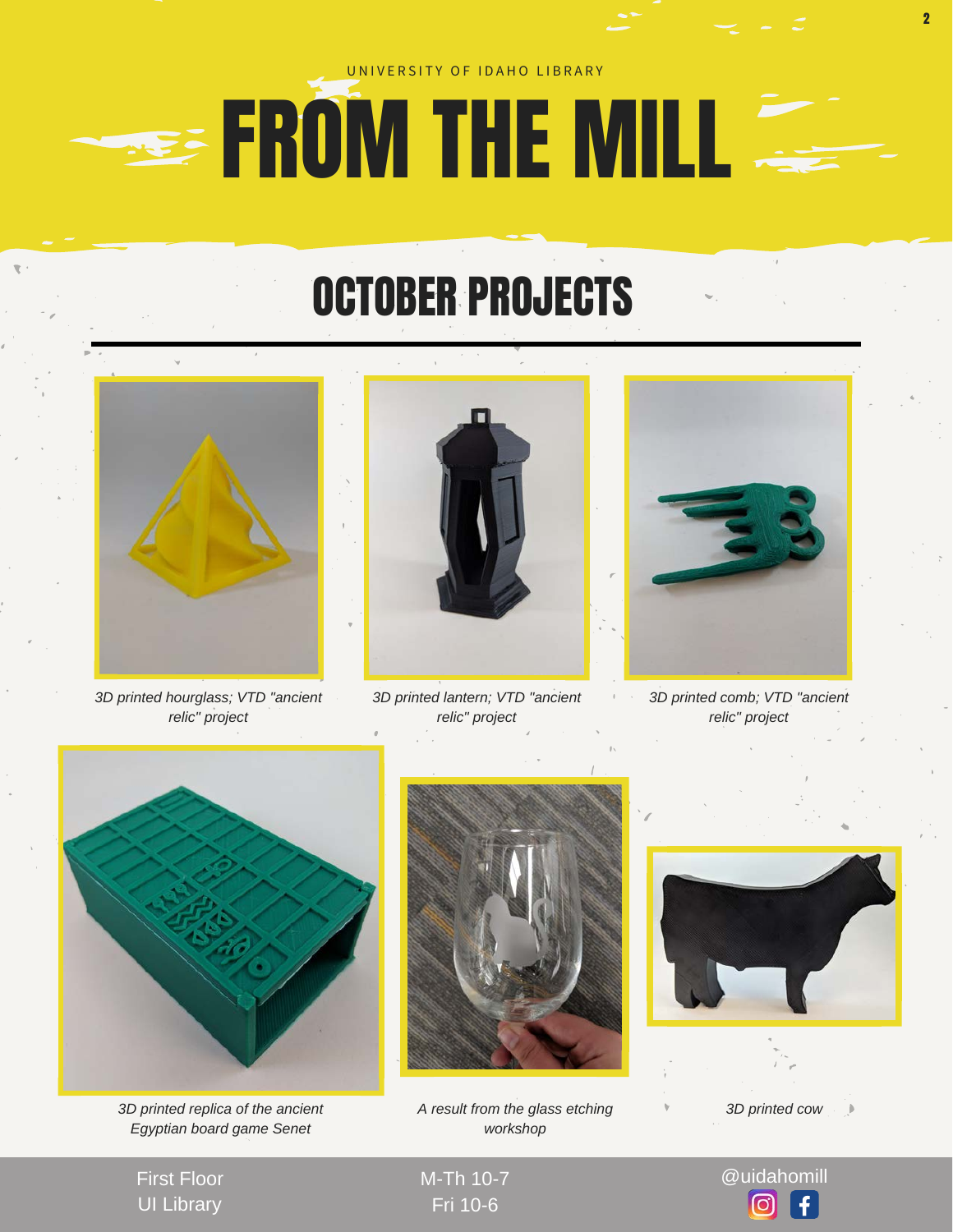UNIVERSITY OF IDAHO LIBRARY

# FROM THE MILL

## OCTOBER PROJECTS

*3D printed hourglass; VTD "ancient relic" project*

*3D printed lantern; VTD "ancient relic" project*

*3D printed comb; VTD "ancient relic" project*

*3D printed replica of the ancient Egyptian board game Senet*

*A result from the glass etching workshop*

*3D printed cow*

First Floor
UI Library

M-Th 10-7
Fri 10-6

@uidahomill